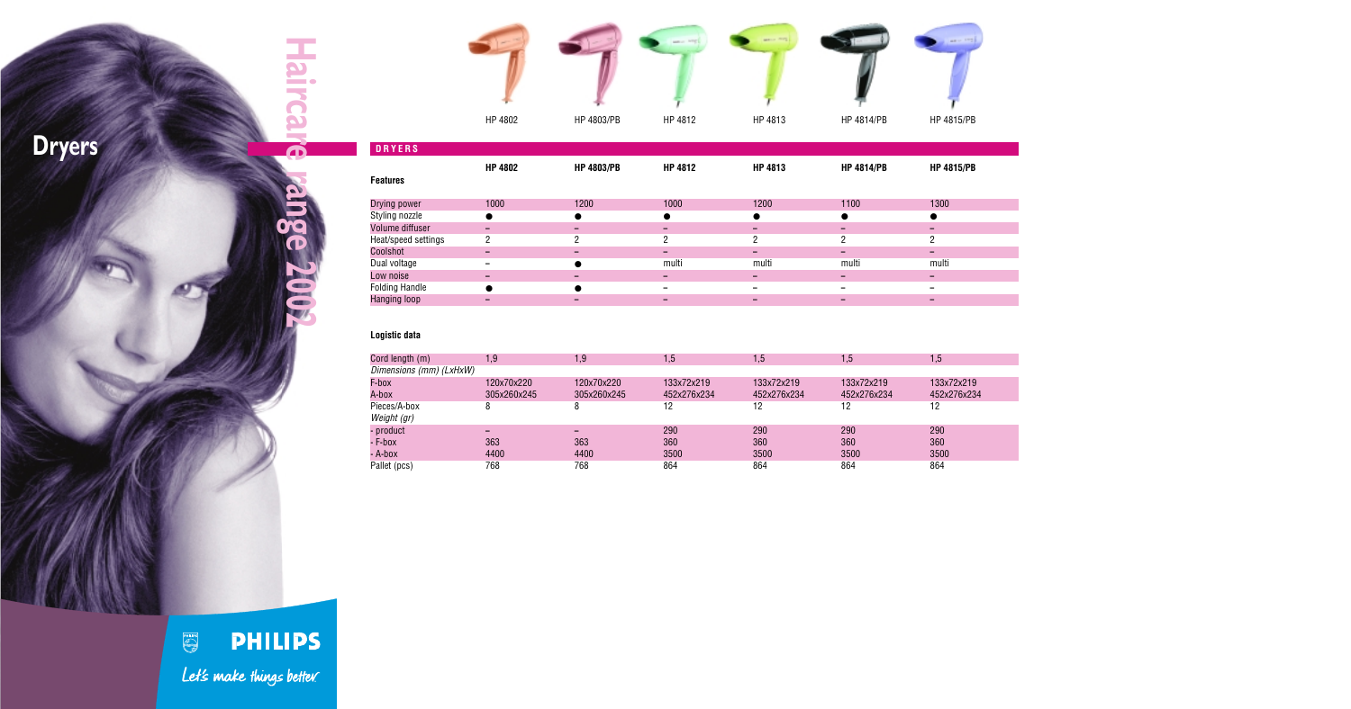# Dryers

## Haircare range 2002

HP 4802 | HP 4803/PB | HP 4812 | HP 4813 | HP 4814/PB | HP 4815/PB

| DRYERS | | | | | | |
|---|---|---|---|---|---|---|
| **Features** | **HP 4802** | **HP 4803/PB** | **HP 4812** | **HP 4813** | **HP 4814/PB** | **HP 4815/PB** |
| Drying power | 1000 | 1200 | 1000 | 1200 | 1100 | 1300 |
| Styling nozzle | ● | ● | ● | ● | ● | ● |
| Volume diffuser | – | – | – | – | – | – |
| Heat/speed settings | 2 | 2 | 2 | 2 | 2 | 2 |
| Coolshot | – | – | – | – | – | – |
| Dual voltage | – | ● | multi | multi | multi | multi |
| Low noise | – | – | – | – | – | – |
| Folding Handle | ● | ● | – | – | – | – |
| Hanging loop | – | – | – | – | – | – |

| **Logistic data** | | | | | | |
|---|---|---|---|---|---|---|
| Cord length (m) | 1,9 | 1,9 | 1,5 | 1,5 | 1,5 | 1,5 |
| *Dimensions (mm) (LxHxW)* | | | | | | |
| F-box | 120x70x220 | 120x70x220 | 133x72x219 | 133x72x219 | 133x72x219 | 133x72x219 |
| A-box | 305x260x245 | 305x260x245 | 452x276x234 | 452x276x234 | 452x276x234 | 452x276x234 |
| Pieces/A-box | 8 | 8 | 12 | 12 | 12 | 12 |
| *Weight (gr)* | | | | | | |
| - product | – | – | 290 | 290 | 290 | 290 |
| - F-box | 363 | 363 | 360 | 360 | 360 | 360 |
| - A-box | 4400 | 4400 | 3500 | 3500 | 3500 | 3500 |
| Pallet (pcs) | 768 | 768 | 864 | 864 | 864 | 864 |

**PHILIPS**

*Let's make things better.*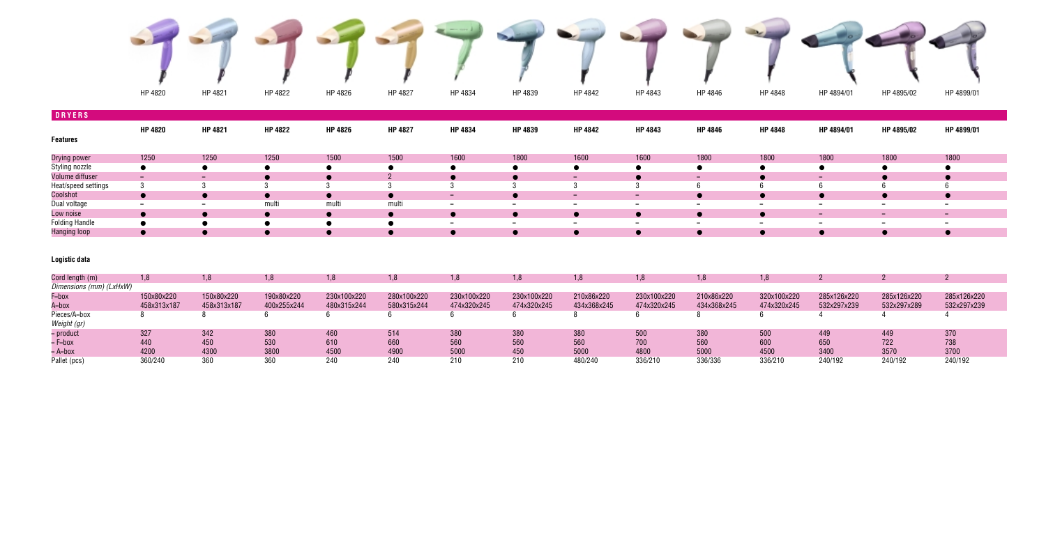HP 4820 HP 4821 HP 4822 HP 4826 HP 4827 HP 4834 HP 4839 HP 4842 HP 4843 HP 4846 HP 4848 HP 4894/01 HP 4895/02 HP 4899/01

## DRYERS

| | HP 4820 | HP 4821 | HP 4822 | HP 4826 | HP 4827 | HP 4834 | HP 4839 | HP 4842 | HP 4843 | HP 4846 | HP 4848 | HP 4894/01 | HP 4895/02 | HP 4899/01 |
|---|---|---|---|---|---|---|---|---|---|---|---|---|---|---|
| **Features** | | | | | | | | | | | | | | |
| Drying power | 1250 | 1250 | 1250 | 1500 | 1500 | 1600 | 1800 | 1600 | 1600 | 1800 | 1800 | 1800 | 1800 | 1800 |
| Styling nozzle | ● | ● | ● | ● | ● | ● | ● | ● | ● | ● | ● | ● | ● | ● |
| Volume diffuser | – | – | ● | ● | 2 | ● | ● | – | ● | – | ● | – | ● | ● |
| Heat/speed settings | 3 | 3 | 3 | 3 | 3 | 3 | 3 | 3 | 3 | 6 | 6 | 6 | 6 | 6 |
| Coolshot | ● | ● | ● | ● | ● | – | ● | – | – | ● | ● | ● | ● | ● |
| Dual voltage | – | – | multi | multi | multi | – | – | – | – | – | – | – | – | – |
| Low noise | ● | ● | ● | ● | ● | ● | ● | ● | ● | ● | ● | – | – | – |
| Folding Handle | ● | ● | ● | ● | ● | – | – | – | – | – | – | – | – | – |
| Hanging loop | ● | ● | ● | ● | ● | ● | ● | ● | ● | ● | ● | ● | ● | ● |
| **Logistic data** | | | | | | | | | | | | | | |
| Cord length (m) | 1,8 | 1,8 | 1,8 | 1,8 | 1,8 | 1,8 | 1,8 | 1,8 | 1,8 | 1,8 | 1,8 | 2 | 2 | 2 |
| *Dimensions (mm) (LxHxW)* | | | | | | | | | | | | | | |
| F–box | 150x80x220 | 150x80x220 | 190x80x220 | 230x100x220 | 280x100x220 | 230x100x220 | 230x100x220 | 210x86x220 | 230x100x220 | 210x86x220 | 320x100x220 | 285x126x220 | 285x126x220 | 285x126x220 |
| A–box | 458x313x187 | 458x313x187 | 400x255x244 | 480x315x244 | 580x315x244 | 474x320x245 | 474x320x245 | 434x368x245 | 474x320x245 | 434x368x245 | 474x320x245 | 532x297x239 | 532x297x289 | 532x297x239 |
| Pieces/A–box | 8 | 8 | 6 | 6 | 6 | 6 | 6 | 8 | 6 | 8 | 6 | 4 | 4 | 4 |
| *Weight (gr)* | | | | | | | | | | | | | | |
| – product | 327 | 342 | 380 | 460 | 514 | 380 | 380 | 380 | 500 | 380 | 500 | 449 | 449 | 370 |
| – F–box | 440 | 450 | 530 | 610 | 660 | 560 | 560 | 560 | 700 | 560 | 600 | 650 | 722 | 738 |
| – A–box | 4200 | 4300 | 3800 | 4500 | 4900 | 5000 | 450 | 5000 | 4800 | 5000 | 4500 | 3400 | 3570 | 3700 |
| Pallet (pcs) | 360/240 | 360 | 360 | 240 | 240 | 210 | 210 | 480/240 | 336/210 | 336/336 | 336/210 | 240/192 | 240/192 | 240/192 |